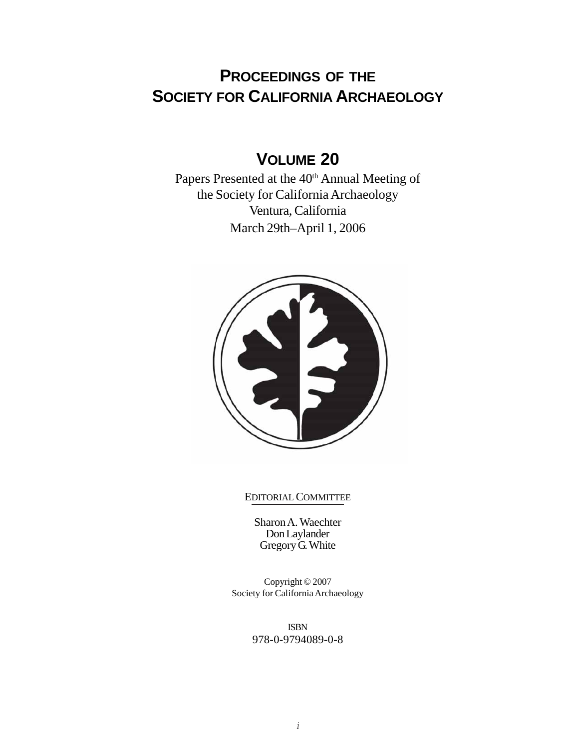# PROCEEDINGS OF THE SOCIETY FOR CALIFORNIA ARCHAEOLOGY

## VOLUME 20

Papers Presented at the 40th Annual Meeting of the Society for California Archaeology
Ventura, California
March 29th–April 1, 2006

EDITORIAL COMMITTEE

Sharon A. Waechter
Don Laylander
Gregory G. White

Copyright © 2007
Society for California Archaeology

ISBN
978-0-9794089-0-8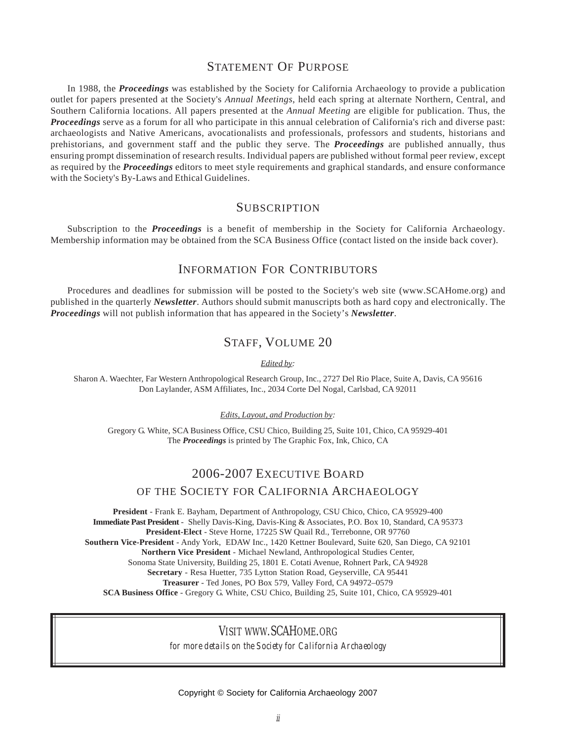## Statement Of Purpose

In 1988, the ***Proceedings*** was established by the Society for California Archaeology to provide a publication outlet for papers presented at the Society's *Annual Meetings*, held each spring at alternate Northern, Central, and Southern California locations. All papers presented at the *Annual Meeting* are eligible for publication. Thus, the ***Proceedings*** serve as a forum for all who participate in this annual celebration of California's rich and diverse past: archaeologists and Native Americans, avocationalists and professionals, professors and students, historians and prehistorians, and government staff and the public they serve. The ***Proceedings*** are published annually, thus ensuring prompt dissemination of research results. Individual papers are published without formal peer review, except as required by the ***Proceedings*** editors to meet style requirements and graphical standards, and ensure conformance with the Society's By-Laws and Ethical Guidelines.

## Subscription

Subscription to the ***Proceedings*** is a benefit of membership in the Society for California Archaeology. Membership information may be obtained from the SCA Business Office (contact listed on the inside back cover).

## Information For Contributors

Procedures and deadlines for submission will be posted to the Society's web site (www.SCAHome.org) and published in the quarterly ***Newsletter***. Authors should submit manuscripts both as hard copy and electronically. The ***Proceedings*** will not publish information that has appeared in the Society's ***Newsletter***.

## Staff, Volume 20

*Edited by:*

Sharon A. Waechter, Far Western Anthropological Research Group, Inc., 2727 Del Rio Place, Suite A, Davis, CA 95616
Don Laylander, ASM Affiliates, Inc., 2034 Corte Del Nogal, Carlsbad, CA 92011

*Edits, Layout, and Production by:*

Gregory G. White, SCA Business Office, CSU Chico, Building 25, Suite 101, Chico, CA 95929-401
The ***Proceedings*** is printed by The Graphic Fox, Ink, Chico, CA

## 2006-2007 Executive Board of the Society for California Archaeology

**President** - Frank E. Bayham, Department of Anthropology, CSU Chico, Chico, CA 95929-400
**Immediate Past President** - Shelly Davis-King, Davis-King & Associates, P.O. Box 10, Standard, CA 95373
**President-Elect** - Steve Horne, 17225 SW Quail Rd., Terrebonne, OR 97760
**Southern Vice-President** - Andy York, EDAW Inc., 1420 Kettner Boulevard, Suite 620, San Diego, CA 92101
**Northern Vice President** - Michael Newland, Anthropological Studies Center, Sonoma State University, Building 25, 1801 E. Cotati Avenue, Rohnert Park, CA 94928
**Secretary** - Resa Huetter, 735 Lytton Station Road, Geyserville, CA 95441
**Treasurer** - Ted Jones, PO Box 579, Valley Ford, CA 94972–0579
**SCA Business Office** - Gregory G. White, CSU Chico, Building 25, Suite 101, Chico, CA 95929-401

VISIT WWW.SCAHOME.ORG
*for more details on the Society for California Archaeology*

Copyright © Society for California Archaeology 2007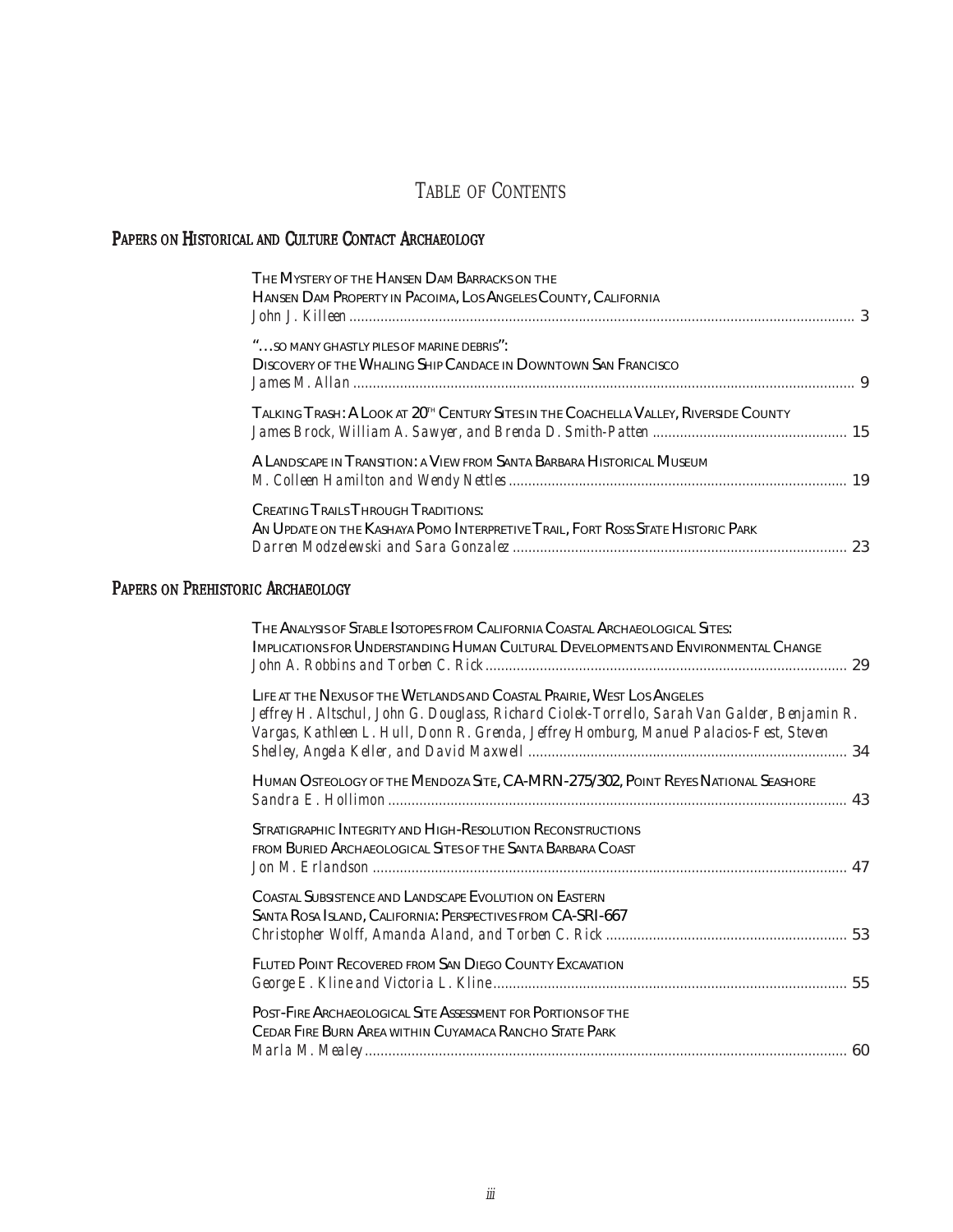# Table of Contents

## Papers on Historical and Culture Contact Archaeology

The Mystery of the Hansen Dam Barracks on the Hansen Dam Property in Pacoima, Los Angeles County, California
*John J. Killeen* ... 3

"…so many ghastly piles of marine debris": Discovery of the Whaling Ship Candace in Downtown San Francisco
*James M. Allan* ... 9

Talking Trash: A Look at 20th Century Sites in the Coachella Valley, Riverside County
*James Brock, William A. Sawyer, and Brenda D. Smith-Patten* ... 15

A Landscape in Transition: A View from Santa Barbara Historical Museum
*M. Colleen Hamilton and Wendy Nettles* ... 19

Creating Trails Through Traditions: An Update on the Kashaya Pomo Interpretive Trail, Fort Ross State Historic Park
*Darren Modzelewski and Sara Gonzalez* ... 23

## Papers on Prehistoric Archaeology

The Analysis of Stable Isotopes from California Coastal Archaeological Sites: Implications for Understanding Human Cultural Developments and Environmental Change
*John A. Robbins and Torben C. Rick* ... 29

Life at the Nexus of the Wetlands and Coastal Prairie, West Los Angeles
*Jeffrey H. Altschul, John G. Douglass, Richard Ciolek-Torrello, Sarah Van Galder, Benjamin R. Vargas, Kathleen L. Hull, Donn R. Grenda, Jeffrey Homburg, Manuel Palacios-Fest, Steven Shelley, Angela Keller, and David Maxwell* ... 34

Human Osteology of the Mendoza Site, CA-MRN-275/302, Point Reyes National Seashore
*Sandra E. Hollimon* ... 43

Stratigraphic Integrity and High-Resolution Reconstructions from Buried Archaeological Sites of the Santa Barbara Coast
*Jon M. Erlandson* ... 47

Coastal Subsistence and Landscape Evolution on Eastern Santa Rosa Island, California: Perspectives from CA-SRI-667
*Christopher Wolff, Amanda Aland, and Torben C. Rick* ... 53

Fluted Point Recovered from San Diego County Excavation
*George E. Kline and Victoria L. Kline* ... 55

Post-Fire Archaeological Site Assessment for Portions of the Cedar Fire Burn Area within Cuyamaca Rancho State Park
*Marla M. Mealey* ... 60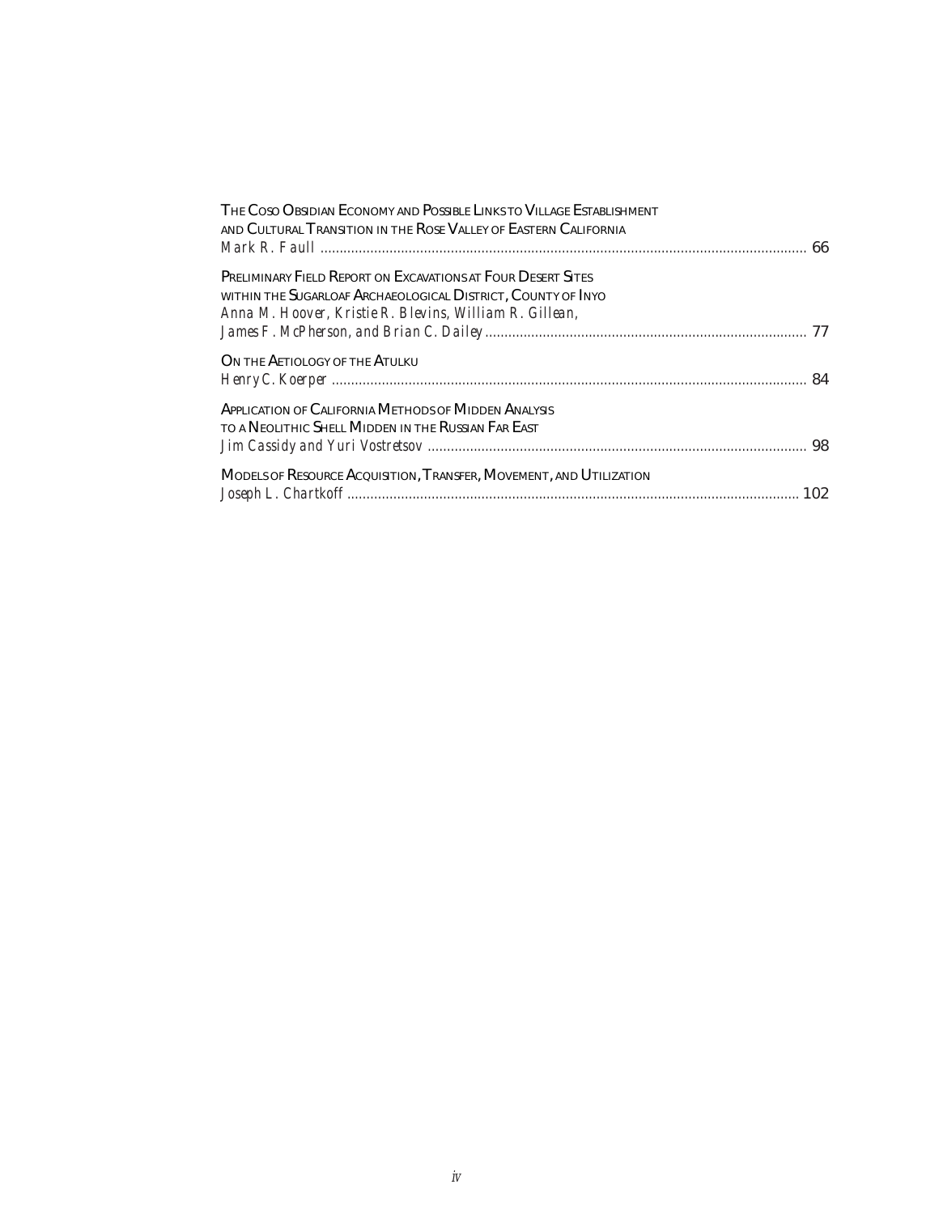The Coso Obsidian Economy and Possible Links to Village Establishment and Cultural Transition in the Rose Valley of Eastern California
*Mark R. Faull* .................................................................................................................................. 66

Preliminary Field Report on Excavations at Four Desert Sites within the Sugarloaf Archaeological District, County of Inyo
*Anna M. Hoover, Kristie R. Blevins, William R. Gillean, James F. McPherson, and Brian C. Dailey* .................................................................................... 77

On the Aetiology of the Atulku
*Henry C. Koerper* ........................................................................................................................... 84

Application of California Methods of Midden Analysis to a Neolithic Shell Midden in the Russian Far East
*Jim Cassidy and Yuri Vostretsov* .................................................................................................. 98

Models of Resource Acquisition, Transfer, Movement, and Utilization
*Joseph L. Chartkoff* ..................................................................................................................... 102